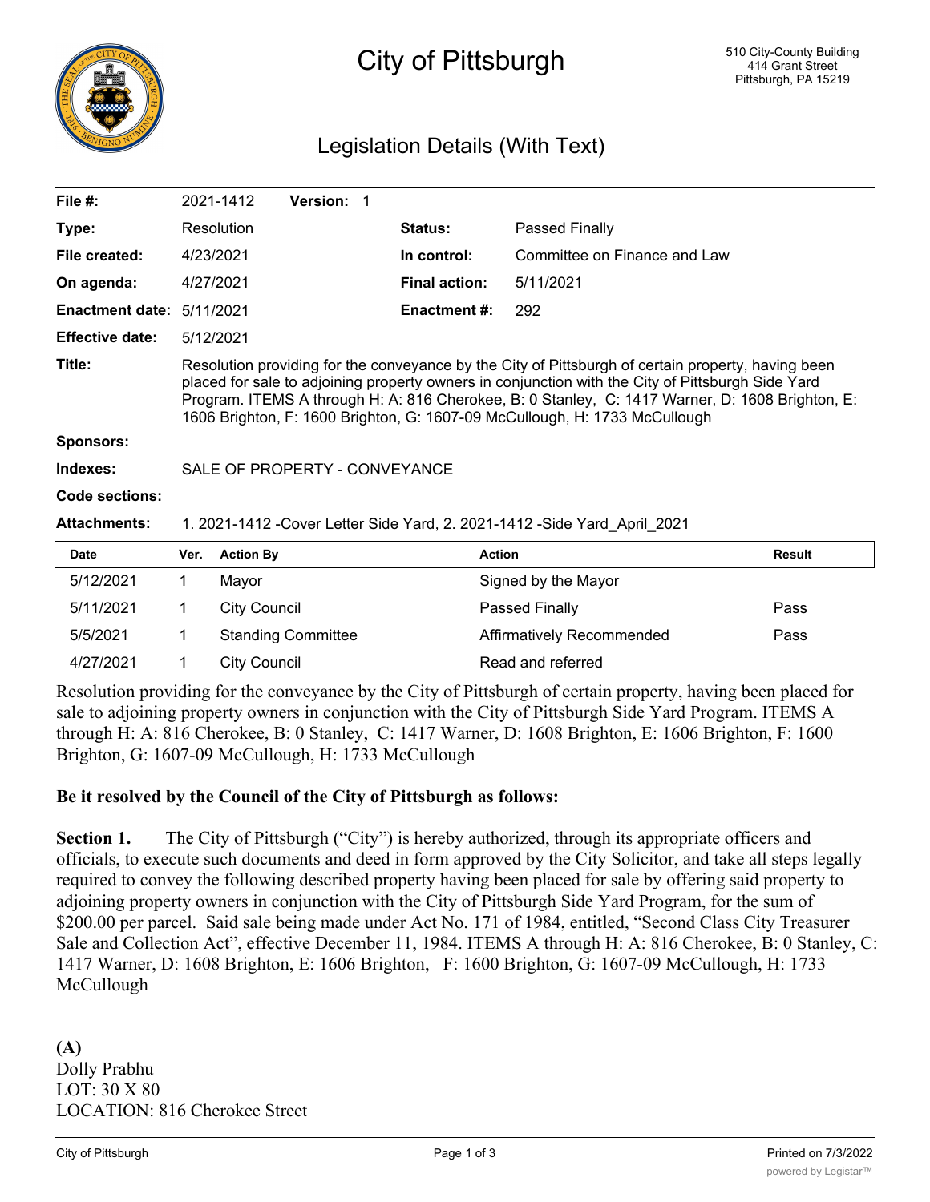# City of Pittsburgh

510 City-County Building
414 Grant Street
Pittsburgh, PA 15219

## Legislation Details (With Text)

| | | | |
|---|---|---|---|
| **File #:** | 2021-1412 **Version:** 1 | | |
| **Type:** | Resolution | **Status:** | Passed Finally |
| **File created:** | 4/23/2021 | **In control:** | Committee on Finance and Law |
| **On agenda:** | 4/27/2021 | **Final action:** | 5/11/2021 |
| **Enactment date:** | 5/11/2021 | **Enactment #:** | 292 |
| **Effective date:** | 5/12/2021 | | |

**Title:** Resolution providing for the conveyance by the City of Pittsburgh of certain property, having been placed for sale to adjoining property owners in conjunction with the City of Pittsburgh Side Yard Program. ITEMS A through H: A: 816 Cherokee, B: 0 Stanley, C: 1417 Warner, D: 1608 Brighton, E: 1606 Brighton, F: 1600 Brighton, G: 1607-09 McCullough, H: 1733 McCullough

**Sponsors:**

**Indexes:** SALE OF PROPERTY - CONVEYANCE

**Code sections:**

**Attachments:** 1. 2021-1412 -Cover Letter Side Yard, 2. 2021-1412 -Side Yard_April_2021

| Date | Ver. | Action By | Action | Result |
|---|---|---|---|---|
| 5/12/2021 | 1 | Mayor | Signed by the Mayor | |
| 5/11/2021 | 1 | City Council | Passed Finally | Pass |
| 5/5/2021 | 1 | Standing Committee | Affirmatively Recommended | Pass |
| 4/27/2021 | 1 | City Council | Read and referred | |

Resolution providing for the conveyance by the City of Pittsburgh of certain property, having been placed for sale to adjoining property owners in conjunction with the City of Pittsburgh Side Yard Program. ITEMS A through H: A: 816 Cherokee, B: 0 Stanley, C: 1417 Warner, D: 1608 Brighton, E: 1606 Brighton, F: 1600 Brighton, G: 1607-09 McCullough, H: 1733 McCullough

**Be it resolved by the Council of the City of Pittsburgh as follows:**

**Section 1.** The City of Pittsburgh ("City") is hereby authorized, through its appropriate officers and officials, to execute such documents and deed in form approved by the City Solicitor, and take all steps legally required to convey the following described property having been placed for sale by offering said property to adjoining property owners in conjunction with the City of Pittsburgh Side Yard Program, for the sum of $200.00 per parcel. Said sale being made under Act No. 171 of 1984, entitled, "Second Class City Treasurer Sale and Collection Act", effective December 11, 1984. ITEMS A through H: A: 816 Cherokee, B: 0 Stanley, C: 1417 Warner, D: 1608 Brighton, E: 1606 Brighton, F: 1600 Brighton, G: 1607-09 McCullough, H: 1733 McCullough

**(A)**
Dolly Prabhu
LOT: 30 X 80
LOCATION: 816 Cherokee Street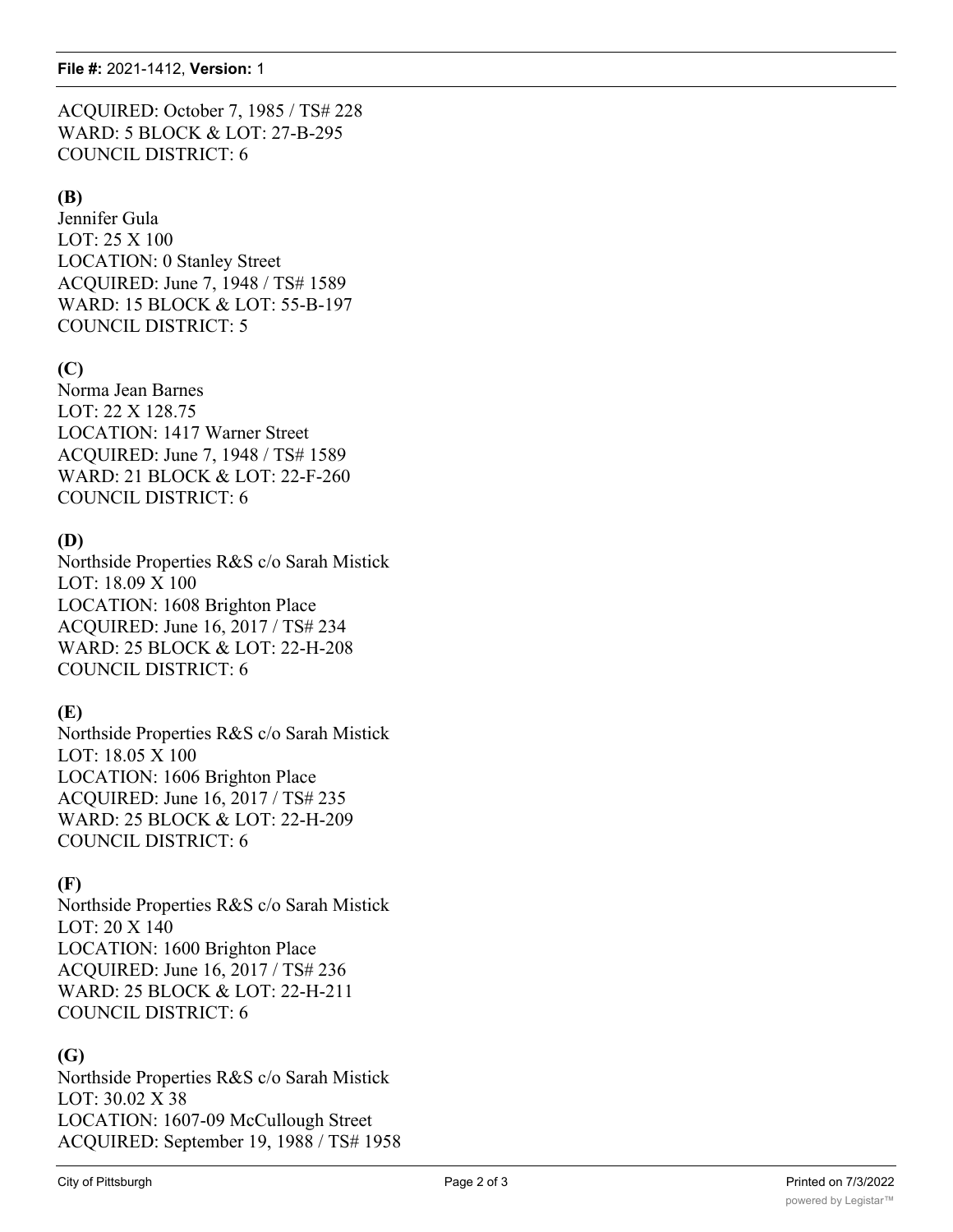ACQUIRED: October 7, 1985 / TS# 228
WARD: 5 BLOCK & LOT: 27-B-295
COUNCIL DISTRICT: 6

**(B)**
Jennifer Gula
LOT: 25 X 100
LOCATION: 0 Stanley Street
ACQUIRED: June 7, 1948 / TS# 1589
WARD: 15 BLOCK & LOT: 55-B-197
COUNCIL DISTRICT: 5

**(C)**
Norma Jean Barnes
LOT: 22 X 128.75
LOCATION: 1417 Warner Street
ACQUIRED: June 7, 1948 / TS# 1589
WARD: 21 BLOCK & LOT: 22-F-260
COUNCIL DISTRICT: 6

**(D)**
Northside Properties R&S c/o Sarah Mistick
LOT: 18.09 X 100
LOCATION: 1608 Brighton Place
ACQUIRED: June 16, 2017 / TS# 234
WARD: 25 BLOCK & LOT: 22-H-208
COUNCIL DISTRICT: 6

**(E)**
Northside Properties R&S c/o Sarah Mistick
LOT: 18.05 X 100
LOCATION: 1606 Brighton Place
ACQUIRED: June 16, 2017 / TS# 235
WARD: 25 BLOCK & LOT: 22-H-209
COUNCIL DISTRICT: 6

**(F)**
Northside Properties R&S c/o Sarah Mistick
LOT: 20 X 140
LOCATION: 1600 Brighton Place
ACQUIRED: June 16, 2017 / TS# 236
WARD: 25 BLOCK & LOT: 22-H-211
COUNCIL DISTRICT: 6

**(G)**
Northside Properties R&S c/o Sarah Mistick
LOT: 30.02 X 38
LOCATION: 1607-09 McCullough Street
ACQUIRED: September 19, 1988 / TS# 1958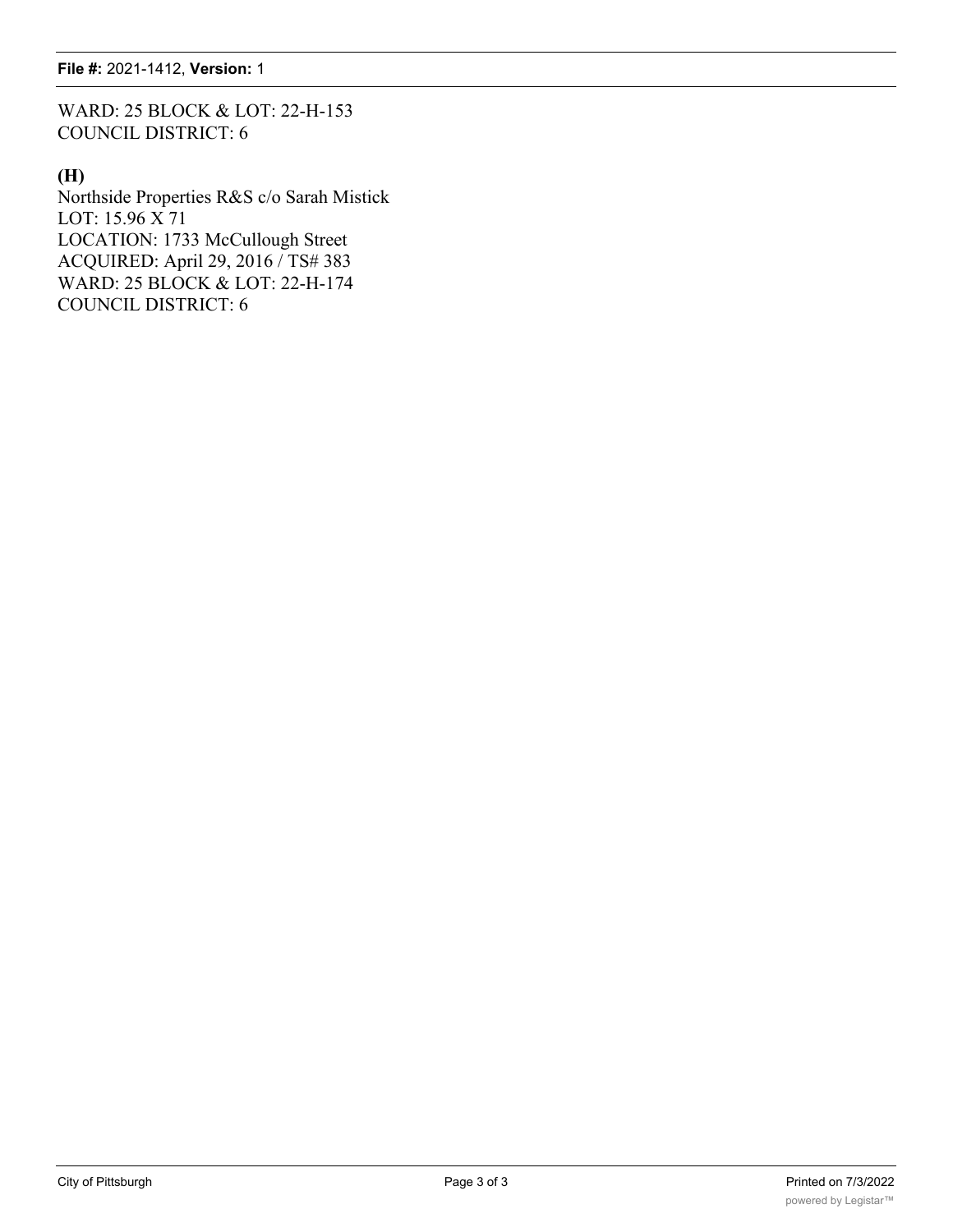WARD: 25 BLOCK & LOT: 22-H-153
COUNCIL DISTRICT: 6

**(H)**

Northside Properties R&S c/o Sarah Mistick
LOT: 15.96 X 71
LOCATION: 1733 McCullough Street
ACQUIRED: April 29, 2016 / TS# 383
WARD: 25 BLOCK & LOT: 22-H-174
COUNCIL DISTRICT: 6